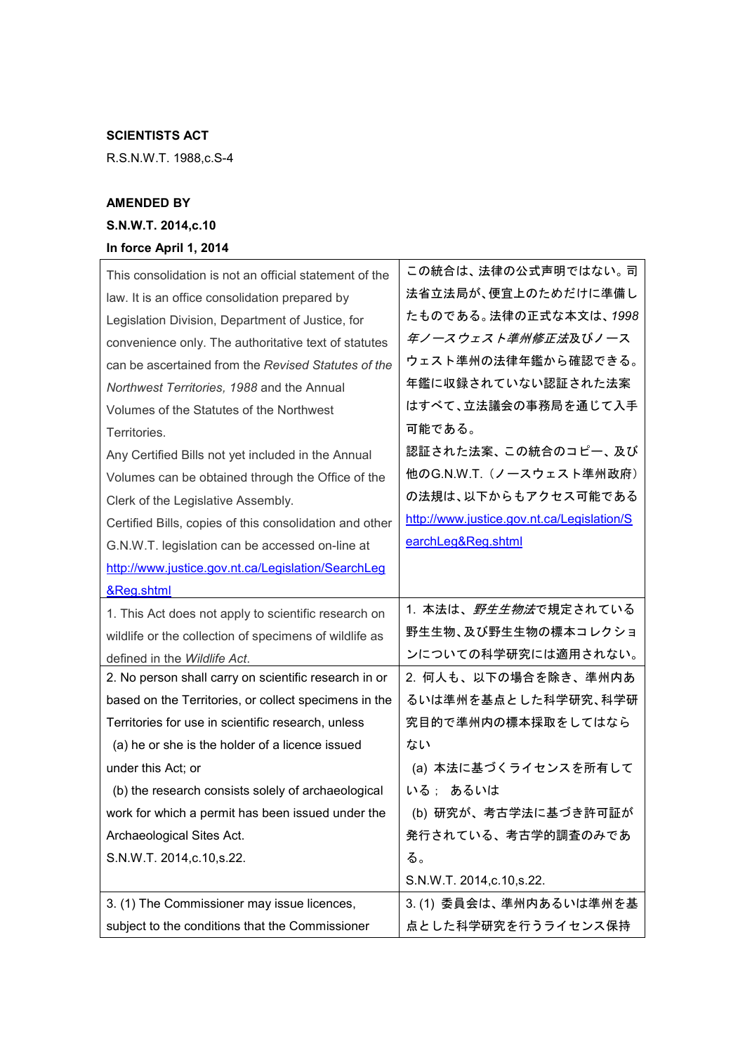**SCIENTISTS ACT**

R.S.N.W.T. 1988,c.S-4

**AMENDED BY**

**S.N.W.T. 2014,c.10**

**In force April 1, 2014**

| | |
|---|---|
| This consolidation is not an official statement of the law. It is an office consolidation prepared by Legislation Division, Department of Justice, for convenience only. The authoritative text of statutes can be ascertained from the *Revised Statutes of the Northwest Territories, 1988* and the Annual Volumes of the Statutes of the Northwest Territories.<br>Any Certified Bills not yet included in the Annual Volumes can be obtained through the Office of the Clerk of the Legislative Assembly.<br>Certified Bills, copies of this consolidation and other G.N.W.T. legislation can be accessed on-line at http://www.justice.gov.nt.ca/Legislation/SearchLeg&Reg.shtml | この統合は、法律の公式声明ではない。司法省立法局が、便宜上のためだけに準備したものである。法律の正式な本文は、*1998年ノースウェスト準州修正法*及びノースウェスト準州の法律年鑑から確認できる。年鑑に収録されていない認証された法案はすべて、立法議会の事務局を通じて入手可能である。<br>認証された法案、この統合のコピー、及び他のG.N.W.T.（ノースウェスト準州政府）の法規は、以下からもアクセス可能である http://www.justice.gov.nt.ca/Legislation/SearchLeg&Reg.shtml |
| 1. This Act does not apply to scientific research on wildlife or the collection of specimens of wildlife as defined in the *Wildlife Act*. | 1. 本法は、*野生生物法*で規定されている野生生物、及び野生生物の標本コレクションについての科学研究には適用されない。 |
| 2. No person shall carry on scientific research in or based on the Territories, or collect specimens in the Territories for use in scientific research, unless<br>(a) he or she is the holder of a licence issued under this Act; or<br>(b) the research consists solely of archaeological work for which a permit has been issued under the Archaeological Sites Act.<br>S.N.W.T. 2014,c.10,s.22. | 2. 何人も、以下の場合を除き、準州内あるいは準州を基点とした科学研究、科学研究目的で準州内の標本採取をしてはならない<br>(a) 本法に基づくライセンスを所有している； あるいは<br>(b) 研究が、考古学法に基づき許可証が発行されている、考古学的調査のみである。<br>S.N.W.T. 2014,c.10,s.22. |
| 3. (1) The Commissioner may issue licences, subject to the conditions that the Commissioner | 3. (1) 委員会は、準州内あるいは準州を基点とした科学研究を行うライセンス保持 |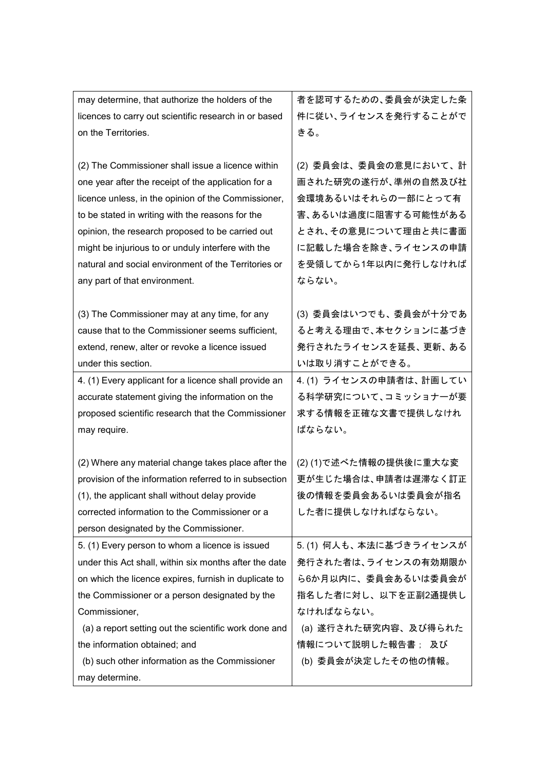| | |
|---|---|
| may determine, that authorize the holders of the licences to carry out scientific research in or based on the Territories.<br><br>(2) The Commissioner shall issue a licence within one year after the receipt of the application for a licence unless, in the opinion of the Commissioner, to be stated in writing with the reasons for the opinion, the research proposed to be carried out might be injurious to or unduly interfere with the natural and social environment of the Territories or any part of that environment.<br><br>(3) The Commissioner may at any time, for any cause that to the Commissioner seems sufficient, extend, renew, alter or revoke a licence issued under this section. | 者を認可するための、委員会が決定した条件に従い、ライセンスを発行することができる。<br><br>(2) 委員会は、委員会の意見において、計画された研究の遂行が、準州の自然及び社会環境あるいはそれらの一部にとって有害、あるいは過度に阻害する可能性があるとされ、その意見について理由と共に書面に記載した場合を除き、ライセンスの申請を受領してから1年以内に発行しなければならない。<br><br>(3) 委員会はいつでも、委員会が十分であると考える理由で、本セクションに基づき発行されたライセンスを延長、更新、あるいは取り消すことができる。 |
| 4. (1) Every applicant for a licence shall provide an accurate statement giving the information on the proposed scientific research that the Commissioner may require.<br><br>(2) Where any material change takes place after the provision of the information referred to in subsection (1), the applicant shall without delay provide corrected information to the Commissioner or a person designated by the Commissioner. | 4. (1) ライセンスの申請者は、計画している科学研究について、コミッショナーが要求する情報を正確な文書で提供しなければならない。<br><br>(2) (1)で述べた情報の提供後に重大な変更が生じた場合は、申請者は遅滞なく訂正後の情報を委員会あるいは委員会が指名した者に提供しなければならない。 |
| 5. (1) Every person to whom a licence is issued under this Act shall, within six months after the date on which the licence expires, furnish in duplicate to the Commissioner or a person designated by the Commissioner,<br>(a) a report setting out the scientific work done and the information obtained; and<br>(b) such other information as the Commissioner may determine. | 5. (1) 何人も、本法に基づきライセンスが発行された者は、ライセンスの有効期限から6か月以内に、委員会あるいは委員会が指名した者に対し、以下を正副2通提供しなければならない。<br>(a) 遂行された研究内容、及び得られた情報について説明した報告書； 及び<br>(b) 委員会が決定したその他の情報。 |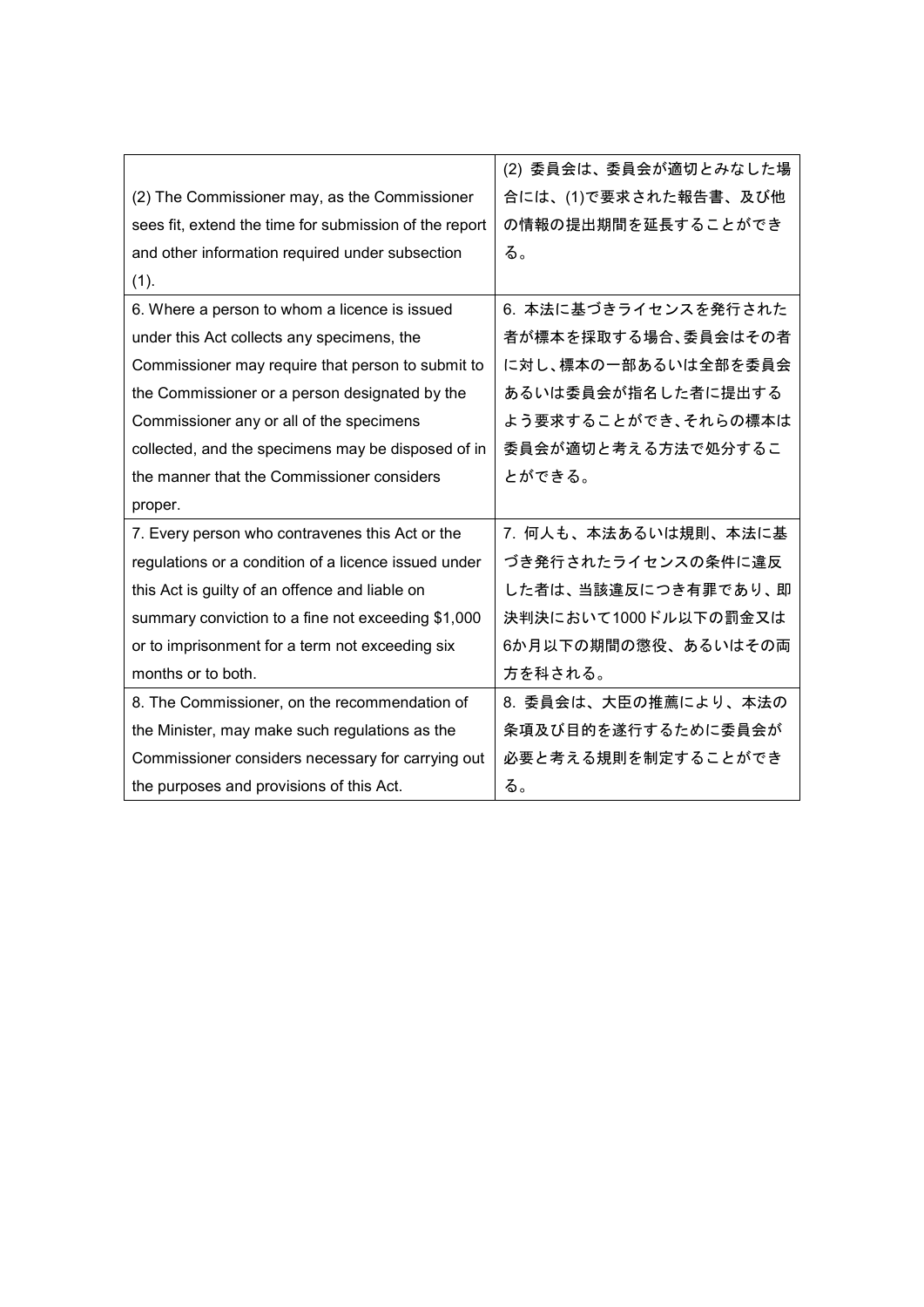| | |
|---|---|
| (2) The Commissioner may, as the Commissioner sees fit, extend the time for submission of the report and other information required under subsection (1). | (2) 委員会は、委員会が適切とみなした場合には、(1)で要求された報告書、及び他の情報の提出期間を延長することができる。 |
| 6. Where a person to whom a licence is issued under this Act collects any specimens, the Commissioner may require that person to submit to the Commissioner or a person designated by the Commissioner any or all of the specimens collected, and the specimens may be disposed of in the manner that the Commissioner considers proper. | 6. 本法に基づきライセンスを発行された者が標本を採取する場合、委員会はその者に対し、標本の一部あるいは全部を委員会あるいは委員会が指名した者に提出するよう要求することができ、それらの標本は委員会が適切と考える方法で処分することができる。 |
| 7. Every person who contravenes this Act or the regulations or a condition of a licence issued under this Act is guilty of an offence and liable on summary conviction to a fine not exceeding $1,000 or to imprisonment for a term not exceeding six months or to both. | 7. 何人も、本法あるいは規則、本法に基づき発行されたライセンスの条件に違反した者は、当該違反につき有罪であり、即決判決において1000ドル以下の罰金又は6か月以下の期間の懲役、あるいはその両方を科される。 |
| 8. The Commissioner, on the recommendation of the Minister, may make such regulations as the Commissioner considers necessary for carrying out the purposes and provisions of this Act. | 8. 委員会は、大臣の推薦により、本法の条項及び目的を遂行するために委員会が必要と考える規則を制定することができる。 |